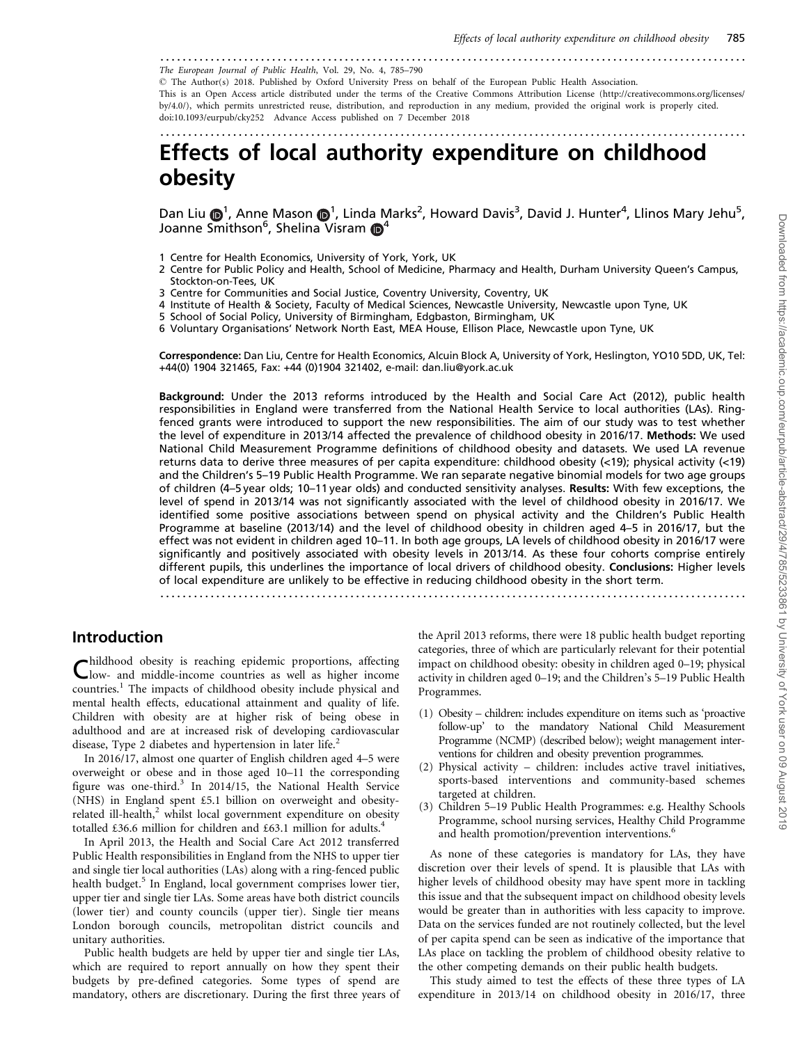The European Journal of Public Health, Vol. 29, No. 4, 785–790

© The Author(s) 2018. Published by Oxford University Press on behalf of the European Public Health Association.

This is an Open Access article distributed under the terms of the Creative Commons Attribution License (http://creativecommons.org/licenses/by/4.0/), which permits unrestricted reuse, distribution, and reproduction in any medium, provided the original work is properly cited.

doi:10.1093/eurpub/cky252 Advance Access published on 7 December 2018

# Effects of local authority expenditure on childhood obesity

Dan Liu[1], Anne Mason[1], Linda Marks[2], Howard Davis[3], David J. Hunter[4], Llinos Mary Jehu[5], Joanne Smithson[6], Shelina Visram[4]

1 Centre for Health Economics, University of York, York, UK

2 Centre for Public Policy and Health, School of Medicine, Pharmacy and Health, Durham University Queen's Campus, Stockton-on-Tees, UK

3 Centre for Communities and Social Justice, Coventry University, Coventry, UK

4 Institute of Health & Society, Faculty of Medical Sciences, Newcastle University, Newcastle upon Tyne, UK

5 School of Social Policy, University of Birmingham, Edgbaston, Birmingham, UK

6 Voluntary Organisations' Network North East, MEA House, Ellison Place, Newcastle upon Tyne, UK

**Correspondence:** Dan Liu, Centre for Health Economics, Alcuin Block A, University of York, Heslington, YO10 5DD, UK, Tel: +44(0) 1904 321465, Fax: +44 (0)1904 321402, e-mail: dan.liu@york.ac.uk

**Background:** Under the 2013 reforms introduced by the Health and Social Care Act (2012), public health responsibilities in England were transferred from the National Health Service to local authorities (LAs). Ring-fenced grants were introduced to support the new responsibilities. The aim of our study was to test whether the level of expenditure in 2013/14 affected the prevalence of childhood obesity in 2016/17. **Methods:** We used National Child Measurement Programme definitions of childhood obesity and datasets. We used LA revenue returns data to derive three measures of per capita expenditure: childhood obesity (<19); physical activity (<19) and the Children's 5–19 Public Health Programme. We ran separate negative binomial models for two age groups of children (4–5 year olds; 10–11 year olds) and conducted sensitivity analyses. **Results:** With few exceptions, the level of spend in 2013/14 was not significantly associated with the level of childhood obesity in 2016/17. We identified some positive associations between spend on physical activity and the Children's Public Health Programme at baseline (2013/14) and the level of childhood obesity in children aged 4–5 in 2016/17, but the effect was not evident in children aged 10–11. In both age groups, LA levels of childhood obesity in 2016/17 were significantly and positively associated with obesity levels in 2013/14. As these four cohorts comprise entirely different pupils, this underlines the importance of local drivers of childhood obesity. **Conclusions:** Higher levels of local expenditure are unlikely to be effective in reducing childhood obesity in the short term.

## Introduction

Childhood obesity is reaching epidemic proportions, affecting low- and middle-income countries as well as higher income countries.[1] The impacts of childhood obesity include physical and mental health effects, educational attainment and quality of life. Children with obesity are at higher risk of being obese in adulthood and are at increased risk of developing cardiovascular disease, Type 2 diabetes and hypertension in later life.[2]

In 2016/17, almost one quarter of English children aged 4–5 were overweight or obese and in those aged 10–11 the corresponding figure was one-third.[3] In 2014/15, the National Health Service (NHS) in England spent £5.1 billion on overweight and obesity-related ill-health,[2] whilst local government expenditure on obesity totalled £36.6 million for children and £63.1 million for adults.[4]

In April 2013, the Health and Social Care Act 2012 transferred Public Health responsibilities in England from the NHS to upper tier and single tier local authorities (LAs) along with a ring-fenced public health budget.[5] In England, local government comprises lower tier, upper tier and single tier LAs. Some areas have both district councils (lower tier) and county councils (upper tier). Single tier means London borough councils, metropolitan district councils and unitary authorities.

Public health budgets are held by upper tier and single tier LAs, which are required to report annually on how they spent their budgets by pre-defined categories. Some types of spend are mandatory, others are discretionary. During the first three years of the April 2013 reforms, there were 18 public health budget reporting categories, three of which are particularly relevant for their potential impact on childhood obesity: obesity in children aged 0–19; physical activity in children aged 0–19; and the Children's 5–19 Public Health Programmes.

(1) Obesity – children: includes expenditure on items such as 'proactive follow-up' to the mandatory National Child Measurement Programme (NCMP) (described below); weight management interventions for children and obesity prevention programmes.
(2) Physical activity – children: includes active travel initiatives, sports-based interventions and community-based schemes targeted at children.
(3) Children 5–19 Public Health Programmes: e.g. Healthy Schools Programme, school nursing services, Healthy Child Programme and health promotion/prevention interventions.[6]

As none of these categories is mandatory for LAs, they have discretion over their levels of spend. It is plausible that LAs with higher levels of childhood obesity may have spent more in tackling this issue and that the subsequent impact on childhood obesity levels would be greater than in authorities with less capacity to improve. Data on the services funded are not routinely collected, but the level of per capita spend can be seen as indicative of the importance that LAs place on tackling the problem of childhood obesity relative to the other competing demands on their public health budgets.

This study aimed to test the effects of these three types of LA expenditure in 2013/14 on childhood obesity in 2016/17, three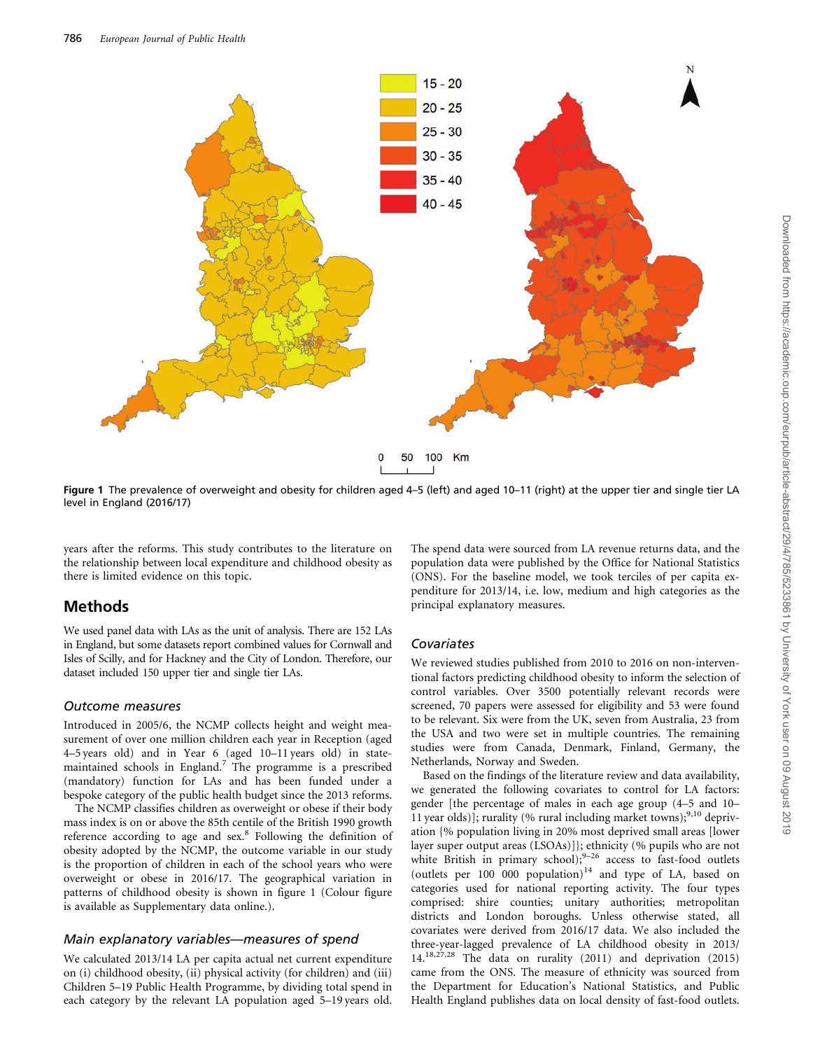Figure 1 The prevalence of overweight and obesity for children aged 4–5 (left) and aged 10–11 (right) at the upper tier and single tier LA level in England (2016/17)

years after the reforms. This study contributes to the literature on the relationship between local expenditure and childhood obesity as there is limited evidence on this topic.

## Methods

We used panel data with LAs as the unit of analysis. There are 152 LAs in England, but some datasets report combined values for Cornwall and Isles of Scilly, and for Hackney and the City of London. Therefore, our dataset included 150 upper tier and single tier LAs.

### Outcome measures

Introduced in 2005/6, the NCMP collects height and weight measurement of over one million children each year in Reception (aged 4–5 years old) and in Year 6 (aged 10–11 years old) in state-maintained schools in England.[7] The programme is a prescribed (mandatory) function for LAs and has been funded under a bespoke category of the public health budget since the 2013 reforms.

The NCMP classifies children as overweight or obese if their body mass index is on or above the 85th centile of the British 1990 growth reference according to age and sex.[8] Following the definition of obesity adopted by the NCMP, the outcome variable in our study is the proportion of children in each of the school years who were overweight or obese in 2016/17. The geographical variation in patterns of childhood obesity is shown in figure 1 (Colour figure is available as Supplementary data online.).

### Main explanatory variables—measures of spend

We calculated 2013/14 LA per capita actual net current expenditure on (i) childhood obesity, (ii) physical activity (for children) and (iii) Children 5–19 Public Health Programme, by dividing total spend in each category by the relevant LA population aged 5–19 years old. The spend data were sourced from LA revenue returns data, and the population data were published by the Office for National Statistics (ONS). For the baseline model, we took terciles of per capita expenditure for 2013/14, i.e. low, medium and high categories as the principal explanatory measures.

### Covariates

We reviewed studies published from 2010 to 2016 on non-interventional factors predicting childhood obesity to inform the selection of control variables. Over 3500 potentially relevant records were screened, 70 papers were assessed for eligibility and 53 were found to be relevant. Six were from the UK, seven from Australia, 23 from the USA and two were set in multiple countries. The remaining studies were from Canada, Denmark, Finland, Germany, the Netherlands, Norway and Sweden.

Based on the findings of the literature review and data availability, we generated the following covariates to control for LA factors: gender [the percentage of males in each age group (4–5 and 10–11 year olds)]; rurality (% rural including market towns);[9,10] deprivation {% population living in 20% most deprived small areas [lower layer super output areas (LSOAs)]}; ethnicity (% pupils who are not white British in primary school);[9–26] access to fast-food outlets (outlets per 100 000 population)[14] and type of LA, based on categories used for national reporting activity. The four types comprised: shire counties; unitary authorities; metropolitan districts and London boroughs. Unless otherwise stated, all covariates were derived from 2016/17 data. We also included the three-year-lagged prevalence of LA childhood obesity in 2013/14.[18,27,28] The data on rurality (2011) and deprivation (2015) came from the ONS. The measure of ethnicity was sourced from the Department for Education's National Statistics, and Public Health England publishes data on local density of fast-food outlets.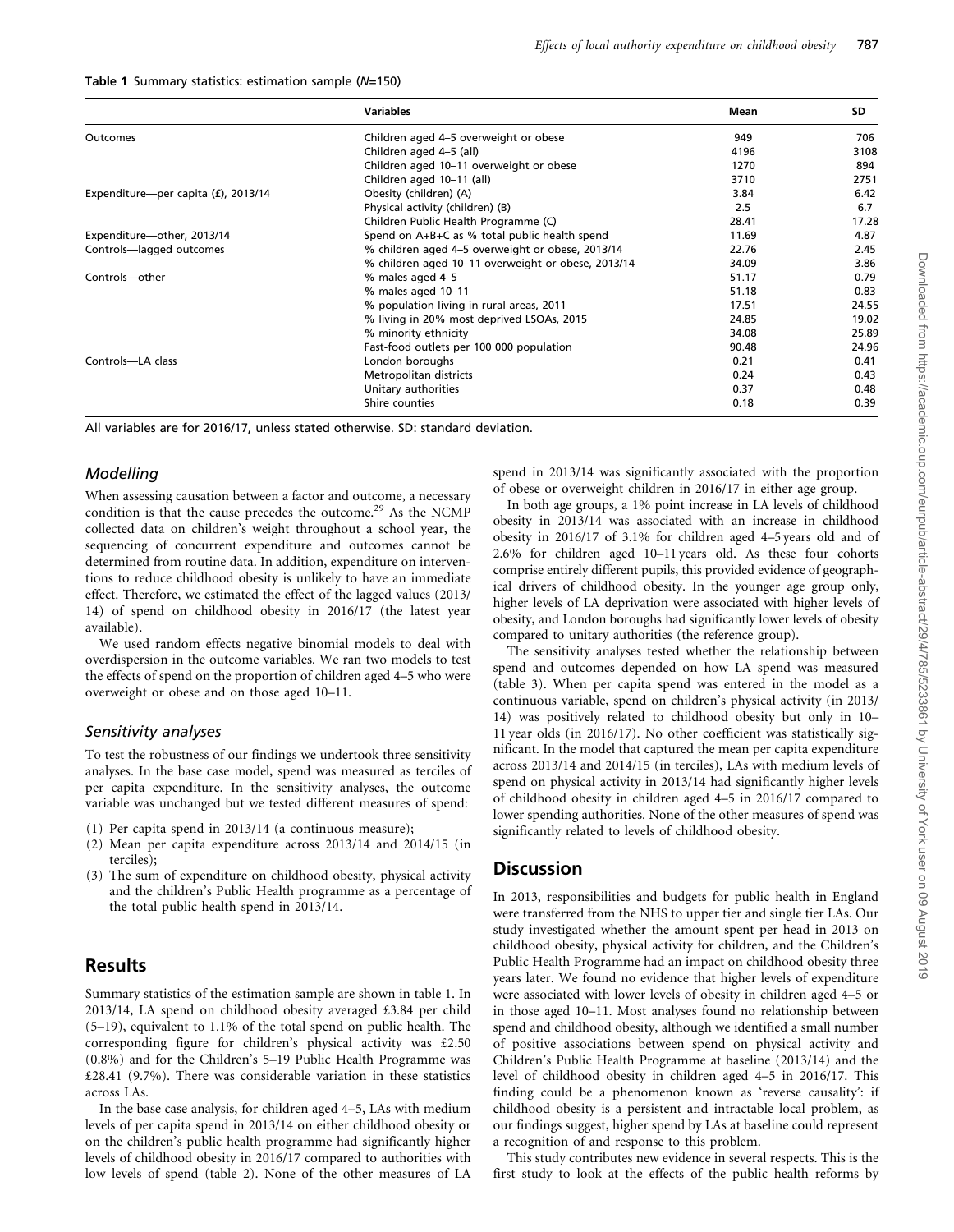**Table 1** Summary statistics: estimation sample (N=150)

| | Variables | Mean | SD |
|---|---|---|---|
| Outcomes | Children aged 4–5 overweight or obese | 949 | 706 |
| | Children aged 4–5 (all) | 4196 | 3108 |
| | Children aged 10–11 overweight or obese | 1270 | 894 |
| | Children aged 10–11 (all) | 3710 | 2751 |
| Expenditure—per capita (£), 2013/14 | Obesity (children) (A) | 3.84 | 6.42 |
| | Physical activity (children) (B) | 2.5 | 6.7 |
| | Children Public Health Programme (C) | 28.41 | 17.28 |
| Expenditure—other, 2013/14 | Spend on A+B+C as % total public health spend | 11.69 | 4.87 |
| Controls—lagged outcomes | % children aged 4–5 overweight or obese, 2013/14 | 22.76 | 2.45 |
| | % children aged 10–11 overweight or obese, 2013/14 | 34.09 | 3.86 |
| Controls—other | % males aged 4–5 | 51.17 | 0.79 |
| | % males aged 10–11 | 51.18 | 0.83 |
| | % population living in rural areas, 2011 | 17.51 | 24.55 |
| | % living in 20% most deprived LSOAs, 2015 | 24.85 | 19.02 |
| | % minority ethnicity | 34.08 | 25.89 |
| | Fast-food outlets per 100 000 population | 90.48 | 24.96 |
| Controls—LA class | London boroughs | 0.21 | 0.41 |
| | Metropolitan districts | 0.24 | 0.43 |
| | Unitary authorities | 0.37 | 0.48 |
| | Shire counties | 0.18 | 0.39 |

All variables are for 2016/17, unless stated otherwise. SD: standard deviation.

### *Modelling*

When assessing causation between a factor and outcome, a necessary condition is that the cause precedes the outcome.[29] As the NCMP collected data on children's weight throughout a school year, the sequencing of concurrent expenditure and outcomes cannot be determined from routine data. In addition, expenditure on interventions to reduce childhood obesity is unlikely to have an immediate effect. Therefore, we estimated the effect of the lagged values (2013/14) of spend on childhood obesity in 2016/17 (the latest year available).

We used random effects negative binomial models to deal with overdispersion in the outcome variables. We ran two models to test the effects of spend on the proportion of children aged 4–5 who were overweight or obese and on those aged 10–11.

### *Sensitivity analyses*

To test the robustness of our findings we undertook three sensitivity analyses. In the base case model, spend was measured as terciles of per capita expenditure. In the sensitivity analyses, the outcome variable was unchanged but we tested different measures of spend:

(1) Per capita spend in 2013/14 (a continuous measure);
(2) Mean per capita expenditure across 2013/14 and 2014/15 (in terciles);
(3) The sum of expenditure on childhood obesity, physical activity and the children's Public Health programme as a percentage of the total public health spend in 2013/14.

## Results

Summary statistics of the estimation sample are shown in table 1. In 2013/14, LA spend on childhood obesity averaged £3.84 per child (5–19), equivalent to 1.1% of the total spend on public health. The corresponding figure for children's physical activity was £2.50 (0.8%) and for the Children's 5–19 Public Health Programme was £28.41 (9.7%). There was considerable variation in these statistics across LAs.

In the base case analysis, for children aged 4–5, LAs with medium levels of per capita spend in 2013/14 on either childhood obesity or on the children's public health programme had significantly higher levels of childhood obesity in 2016/17 compared to authorities with low levels of spend (table 2). None of the other measures of LA spend in 2013/14 was significantly associated with the proportion of obese or overweight children in 2016/17 in either age group.

In both age groups, a 1% point increase in LA levels of childhood obesity in 2013/14 was associated with an increase in childhood obesity in 2016/17 of 3.1% for children aged 4–5 years old and of 2.6% for children aged 10–11 years old. As these four cohorts comprise entirely different pupils, this provided evidence of geographical drivers of childhood obesity. In the younger age group only, higher levels of LA deprivation were associated with higher levels of obesity, and London boroughs had significantly lower levels of obesity compared to unitary authorities (the reference group).

The sensitivity analyses tested whether the relationship between spend and outcomes depended on how LA spend was measured (table 3). When per capita spend was entered in the model as a continuous variable, spend on children's physical activity (in 2013/14) was positively related to childhood obesity but only in 10–11 year olds (in 2016/17). No other coefficient was statistically significant. In the model that captured the mean per capita expenditure across 2013/14 and 2014/15 (in terciles), LAs with medium levels of spend on physical activity in 2013/14 had significantly higher levels of childhood obesity in children aged 4–5 in 2016/17 compared to lower spending authorities. None of the other measures of spend was significantly related to levels of childhood obesity.

## Discussion

In 2013, responsibilities and budgets for public health in England were transferred from the NHS to upper tier and single tier LAs. Our study investigated whether the amount spent per head in 2013 on childhood obesity, physical activity for children, and the Children's Public Health Programme had an impact on childhood obesity three years later. We found no evidence that higher levels of expenditure were associated with lower levels of obesity in children aged 4–5 or in those aged 10–11. Most analyses found no relationship between spend and childhood obesity, although we identified a small number of positive associations between spend on physical activity and Children's Public Health Programme at baseline (2013/14) and the level of childhood obesity in children aged 4–5 in 2016/17. This finding could be a phenomenon known as 'reverse causality': if childhood obesity is a persistent and intractable local problem, as our findings suggest, higher spend by LAs at baseline could represent a recognition of and response to this problem.

This study contributes new evidence in several respects. This is the first study to look at the effects of the public health reforms by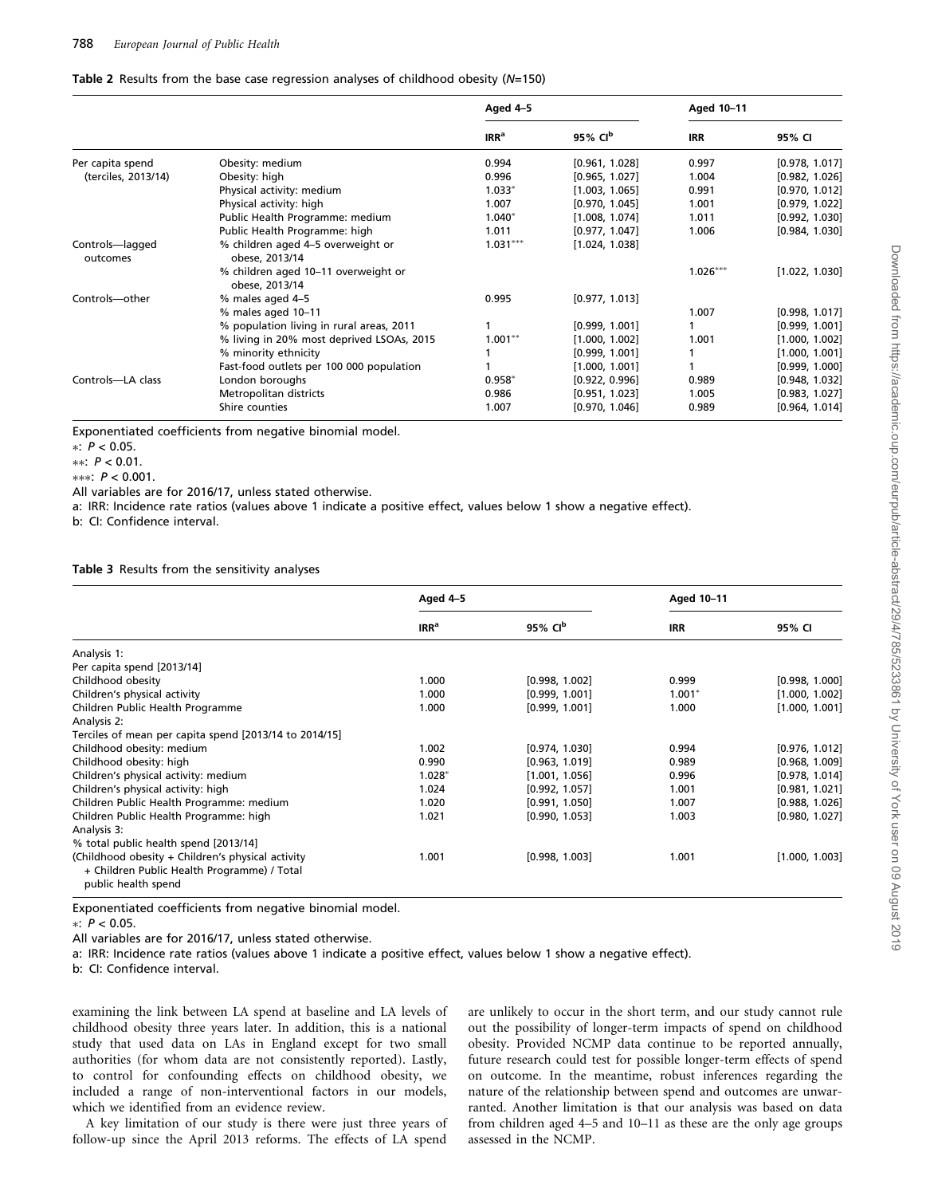**Table 2** Results from the base case regression analyses of childhood obesity (*N*=150)

| | | Aged 4–5 | | Aged 10–11 | |
|---|---|---|---|---|---|
| | | IRR[a] | 95% CI[b] | IRR | 95% CI |
| Per capita spend (terciles, 2013/14) | Obesity: medium | 0.994 | [0.961, 1.028] | 0.997 | [0.978, 1.017] |
| | Obesity: high | 0.996 | [0.965, 1.027] | 1.004 | [0.982, 1.026] |
| | Physical activity: medium | 1.033* | [1.003, 1.065] | 0.991 | [0.970, 1.012] |
| | Physical activity: high | 1.007 | [0.970, 1.045] | 1.001 | [0.979, 1.022] |
| | Public Health Programme: medium | 1.040* | [1.008, 1.074] | 1.011 | [0.992, 1.030] |
| | Public Health Programme: high | 1.011 | [0.977, 1.047] | 1.006 | [0.984, 1.030] |
| Controls—lagged outcomes | % children aged 4–5 overweight or obese, 2013/14 | 1.031*** | [1.024, 1.038] | | |
| | % children aged 10–11 overweight or obese, 2013/14 | | | 1.026*** | [1.022, 1.030] |
| Controls—other | % males aged 4–5 | 0.995 | [0.977, 1.013] | | |
| | % males aged 10–11 | | | 1.007 | [0.998, 1.017] |
| | % population living in rural areas, 2011 | 1 | [0.999, 1.001] | 1 | [0.999, 1.001] |
| | % living in 20% most deprived LSOAs, 2015 | 1.001** | [1.000, 1.002] | 1.001 | [1.000, 1.002] |
| | % minority ethnicity | 1 | [0.999, 1.001] | 1 | [1.000, 1.001] |
| | Fast-food outlets per 100 000 population | 1 | [1.000, 1.001] | 1 | [0.999, 1.000] |
| Controls—LA class | London boroughs | 0.958* | [0.922, 0.996] | 0.989 | [0.948, 1.032] |
| | Metropolitan districts | 0.986 | [0.951, 1.023] | 1.005 | [0.983, 1.027] |
| | Shire counties | 1.007 | [0.970, 1.046] | 0.989 | [0.964, 1.014] |

Exponentiated coefficients from negative binomial model.

*: $P < 0.05$.

**: $P < 0.01$.

***: $P < 0.001$.

All variables are for 2016/17, unless stated otherwise.

a: IRR: Incidence rate ratios (values above 1 indicate a positive effect, values below 1 show a negative effect).

b: CI: Confidence interval.

**Table 3** Results from the sensitivity analyses

| | Aged 4–5 | | Aged 10–11 | |
|---|---|---|---|---|
| | IRR[a] | 95% CI[b] | IRR | 95% CI |
| Analysis 1: | | | | |
| Per capita spend [2013/14] | | | | |
| Childhood obesity | 1.000 | [0.998, 1.002] | 0.999 | [0.998, 1.000] |
| Children's physical activity | 1.000 | [0.999, 1.001] | 1.001* | [1.000, 1.002] |
| Children Public Health Programme | 1.000 | [0.999, 1.001] | 1.000 | [1.000, 1.001] |
| Analysis 2: | | | | |
| Terciles of mean per capita spend [2013/14 to 2014/15] | | | | |
| Childhood obesity: medium | 1.002 | [0.974, 1.030] | 0.994 | [0.976, 1.012] |
| Childhood obesity: high | 0.990 | [0.963, 1.019] | 0.989 | [0.968, 1.009] |
| Children's physical activity: medium | 1.028* | [1.001, 1.056] | 0.996 | [0.978, 1.014] |
| Children's physical activity: high | 1.024 | [0.992, 1.057] | 1.001 | [0.981, 1.021] |
| Children Public Health Programme: medium | 1.020 | [0.991, 1.050] | 1.007 | [0.988, 1.026] |
| Children Public Health Programme: high | 1.021 | [0.990, 1.053] | 1.003 | [0.980, 1.027] |
| Analysis 3: | | | | |
| % total public health spend [2013/14] | | | | |
| (Childhood obesity + Children's physical activity + Children Public Health Programme) / Total public health spend | 1.001 | [0.998, 1.003] | 1.001 | [1.000, 1.003] |

Exponentiated coefficients from negative binomial model.

*: $P < 0.05$.

All variables are for 2016/17, unless stated otherwise.

a: IRR: Incidence rate ratios (values above 1 indicate a positive effect, values below 1 show a negative effect).

b: CI: Confidence interval.

examining the link between LA spend at baseline and LA levels of childhood obesity three years later. In addition, this is a national study that used data on LAs in England except for two small authorities (for whom data are not consistently reported). Lastly, to control for confounding effects on childhood obesity, we included a range of non-interventional factors in our models, which we identified from an evidence review.

A key limitation of our study is there were just three years of follow-up since the April 2013 reforms. The effects of LA spend are unlikely to occur in the short term, and our study cannot rule out the possibility of longer-term impacts of spend on childhood obesity. Provided NCMP data continue to be reported annually, future research could test for possible longer-term effects of spend on outcome. In the meantime, robust inferences regarding the nature of the relationship between spend and outcomes are unwarranted. Another limitation is that our analysis was based on data from children aged 4–5 and 10–11 as these are the only age groups assessed in the NCMP.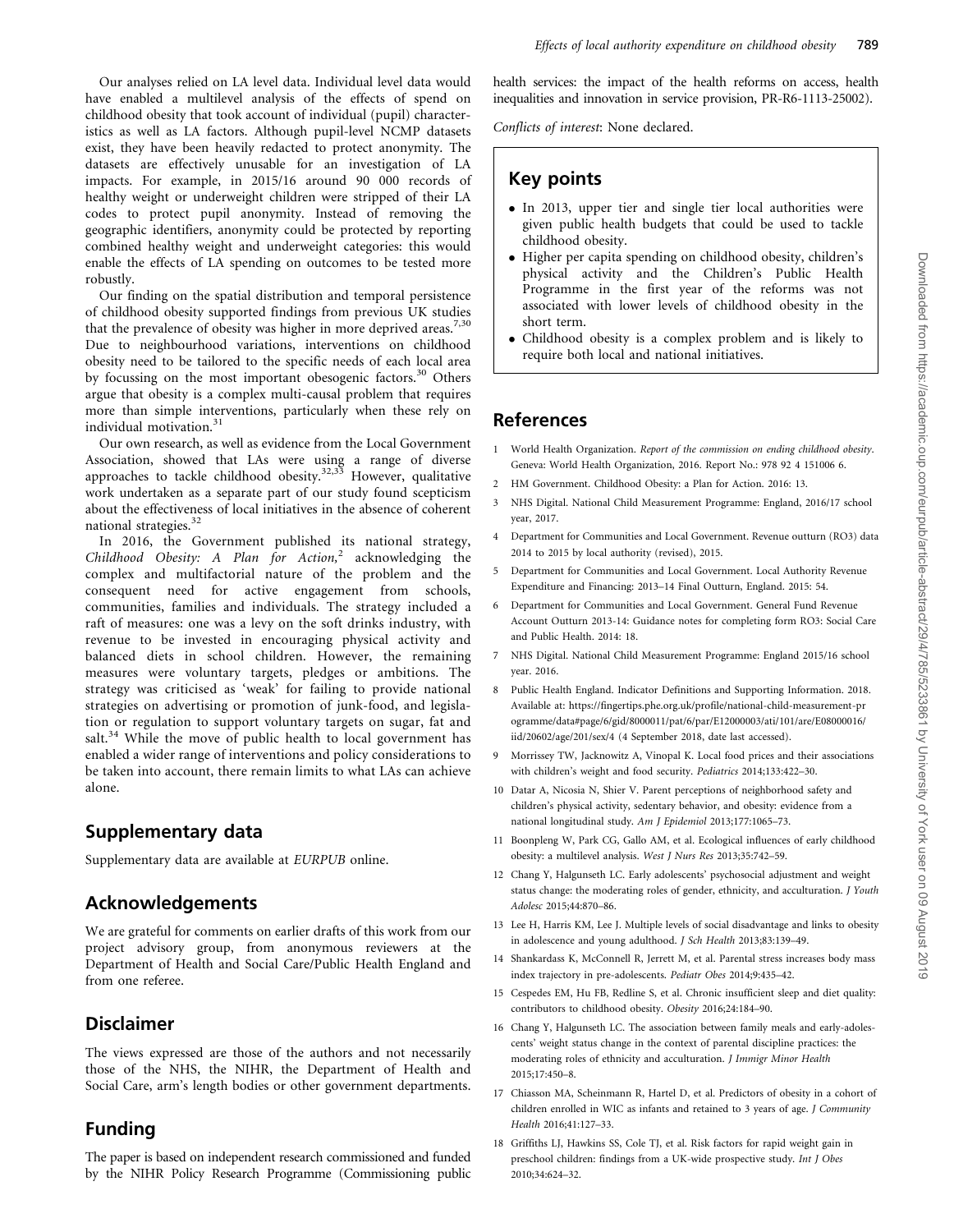Our analyses relied on LA level data. Individual level data would have enabled a multilevel analysis of the effects of spend on childhood obesity that took account of individual (pupil) characteristics as well as LA factors. Although pupil-level NCMP datasets exist, they have been heavily redacted to protect anonymity. The datasets are effectively unusable for an investigation of LA impacts. For example, in 2015/16 around 90 000 records of healthy weight or underweight children were stripped of their LA codes to protect pupil anonymity. Instead of removing the geographic identifiers, anonymity could be protected by reporting combined healthy weight and underweight categories: this would enable the effects of LA spending on outcomes to be tested more robustly.

Our finding on the spatial distribution and temporal persistence of childhood obesity supported findings from previous UK studies that the prevalence of obesity was higher in more deprived areas.[7,30] Due to neighbourhood variations, interventions on childhood obesity need to be tailored to the specific needs of each local area by focussing on the most important obesogenic factors.[30] Others argue that obesity is a complex multi-causal problem that requires more than simple interventions, particularly when these rely on individual motivation.[31]

Our own research, as well as evidence from the Local Government Association, showed that LAs were using a range of diverse approaches to tackle childhood obesity.[32,33] However, qualitative work undertaken as a separate part of our study found scepticism about the effectiveness of local initiatives in the absence of coherent national strategies.[32]

In 2016, the Government published its national strategy, *Childhood Obesity: A Plan for Action*,[2] acknowledging the complex and multifactorial nature of the problem and the consequent need for active engagement from schools, communities, families and individuals. The strategy included a raft of measures: one was a levy on the soft drinks industry, with revenue to be invested in encouraging physical activity and balanced diets in school children. However, the remaining measures were voluntary targets, pledges or ambitions. The strategy was criticised as 'weak' for failing to provide national strategies on advertising or promotion of junk-food, and legislation or regulation to support voluntary targets on sugar, fat and salt.[34] While the move of public health to local government has enabled a wider range of interventions and policy considerations to be taken into account, there remain limits to what LAs can achieve alone.

## Supplementary data

Supplementary data are available at *EURPUB* online.

## Acknowledgements

We are grateful for comments on earlier drafts of this work from our project advisory group, from anonymous reviewers at the Department of Health and Social Care/Public Health England and from one referee.

## Disclaimer

The views expressed are those of the authors and not necessarily those of the NHS, the NIHR, the Department of Health and Social Care, arm's length bodies or other government departments.

## Funding

The paper is based on independent research commissioned and funded by the NIHR Policy Research Programme (Commissioning public health services: the impact of the health reforms on access, health inequalities and innovation in service provision, PR-R6-1113-25002).

*Conflicts of interest*: None declared.

## Key points

- In 2013, upper tier and single tier local authorities were given public health budgets that could be used to tackle childhood obesity.
- Higher per capita spending on childhood obesity, children's physical activity and the Children's Public Health Programme in the first year of the reforms was not associated with lower levels of childhood obesity in the short term.
- Childhood obesity is a complex problem and is likely to require both local and national initiatives.

## References

1. World Health Organization. *Report of the commission on ending childhood obesity*. Geneva: World Health Organization, 2016. Report No.: 978 92 4 151006 6.
2. HM Government. Childhood Obesity: a Plan for Action. 2016: 13.
3. NHS Digital. National Child Measurement Programme: England, 2016/17 school year, 2017.
4. Department for Communities and Local Government. Revenue outturn (RO3) data 2014 to 2015 by local authority (revised), 2015.
5. Department for Communities and Local Government. Local Authority Revenue Expenditure and Financing: 2013–14 Final Outturn, England. 2015: 54.
6. Department for Communities and Local Government. General Fund Revenue Account Outturn 2013-14: Guidance notes for completing form RO3: Social Care and Public Health. 2014: 18.
7. NHS Digital. National Child Measurement Programme: England 2015/16 school year. 2016.
8. Public Health England. Indicator Definitions and Supporting Information. 2018. Available at: https://fingertips.phe.org.uk/profile/national-child-measurement-programme/data#page/6/gid/8000011/pat/6/par/E12000003/ati/101/are/E08000016/iid/20602/age/201/sex/4 (4 September 2018, date last accessed).
9. Morrissey TW, Jacknowitz A, Vinopal K. Local food prices and their associations with children's weight and food security. *Pediatrics* 2014;133:422–30.
10. Datar A, Nicosia N, Shier V. Parent perceptions of neighborhood safety and children's physical activity, sedentary behavior, and obesity: evidence from a national longitudinal study. *Am J Epidemiol* 2013;177:1065–73.
11. Boonpleng W, Park CG, Gallo AM, et al. Ecological influences of early childhood obesity: a multilevel analysis. *West J Nurs Res* 2013;35:742–59.
12. Chang Y, Halgunseth LC. Early adolescents' psychosocial adjustment and weight status change: the moderating roles of gender, ethnicity, and acculturation. *J Youth Adolesc* 2015;44:870–86.
13. Lee H, Harris KM, Lee J. Multiple levels of social disadvantage and links to obesity in adolescence and young adulthood. *J Sch Health* 2013;83:139–49.
14. Shankardass K, McConnell R, Jerrett M, et al. Parental stress increases body mass index trajectory in pre-adolescents. *Pediatr Obes* 2014;9:435–42.
15. Cespedes EM, Hu FB, Redline S, et al. Chronic insufficient sleep and diet quality: contributors to childhood obesity. *Obesity* 2016;24:184–90.
16. Chang Y, Halgunseth LC. The association between family meals and early-adolescents' weight status change in the context of parental discipline practices: the moderating roles of ethnicity and acculturation. *J Immigr Minor Health* 2015;17:450–8.
17. Chiasson MA, Scheinmann R, Hartel D, et al. Predictors of obesity in a cohort of children enrolled in WIC as infants and retained to 3 years of age. *J Community Health* 2016;41:127–33.
18. Griffiths LJ, Hawkins SS, Cole TJ, et al. Risk factors for rapid weight gain in preschool children: findings from a UK-wide prospective study. *Int J Obes* 2010;34:624–32.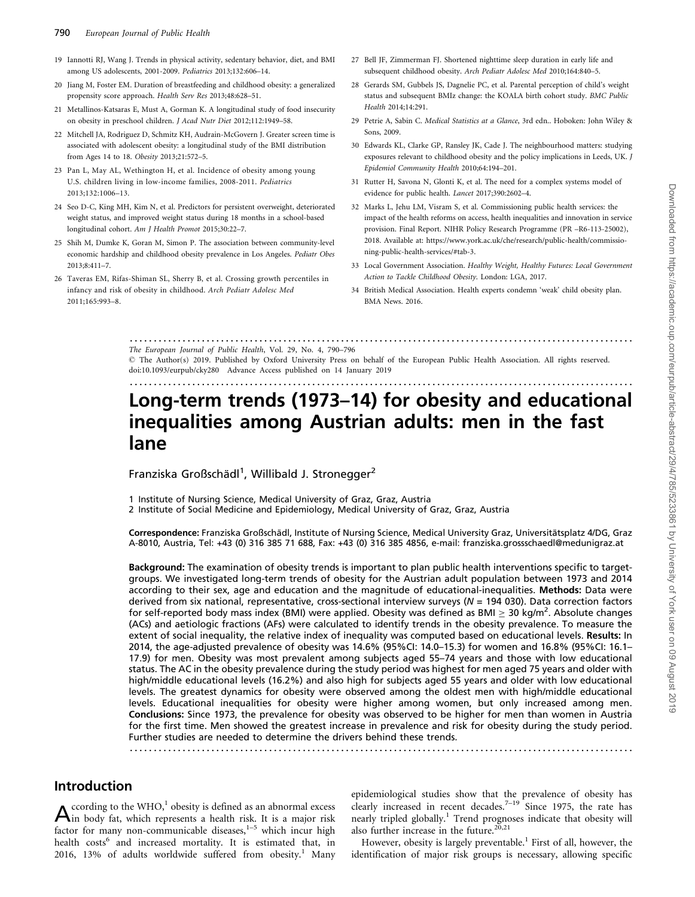19 Iannotti RJ, Wang J. Trends in physical activity, sedentary behavior, diet, and BMI among US adolescents, 2001-2009. *Pediatrics* 2013;132:606–14.

20 Jiang M, Foster EM. Duration of breastfeeding and childhood obesity: a generalized propensity score approach. *Health Serv Res* 2013;48:628–51.

21 Metallinos-Katsaras E, Must A, Gorman K. A longitudinal study of food insecurity on obesity in preschool children. *J Acad Nutr Diet* 2012;112:1949–58.

22 Mitchell JA, Rodriguez D, Schmitz KH, Audrain-McGovern J. Greater screen time is associated with adolescent obesity: a longitudinal study of the BMI distribution from Ages 14 to 18. *Obesity* 2013;21:572–5.

23 Pan L, May AL, Wethington H, et al. Incidence of obesity among young U.S. children living in low-income families, 2008-2011. *Pediatrics* 2013;132:1006–13.

24 Seo D-C, King MH, Kim N, et al. Predictors for persistent overweight, deteriorated weight status, and improved weight status during 18 months in a school-based longitudinal cohort. *Am J Health Promot* 2015;30:22–7.

25 Shih M, Dumke K, Goran M, Simon P. The association between community-level economic hardship and childhood obesity prevalence in Los Angeles. *Pediatr Obes* 2013;8:411–7.

26 Taveras EM, Rifas-Shiman SL, Sherry B, et al. Crossing growth percentiles in infancy and risk of obesity in childhood. *Arch Pediatr Adolesc Med* 2011;165:993–8.

27 Bell JF, Zimmerman FJ. Shortened nighttime sleep duration in early life and subsequent childhood obesity. *Arch Pediatr Adolesc Med* 2010;164:840–5.

28 Gerards SM, Gubbels JS, Dagnelie PC, et al. Parental perception of child's weight status and subsequent BMIz change: the KOALA birth cohort study. *BMC Public Health* 2014;14:291.

29 Petrie A, Sabin C. *Medical Statistics at a Glance*, 3rd edn.. Hoboken: John Wiley & Sons, 2009.

30 Edwards KL, Clarke GP, Ransley JK, Cade J. The neighbourhood matters: studying exposures relevant to childhood obesity and the policy implications in Leeds, UK. *J Epidemiol Community Health* 2010;64:194–201.

31 Rutter H, Savona N, Glonti K, et al. The need for a complex systems model of evidence for public health. *Lancet* 2017;390:2602–4.

32 Marks L, Jehu LM, Visram S, et al. Commissioning public health services: the impact of the health reforms on access, health inequalities and innovation in service provision. Final Report. NIHR Policy Research Programme (PR –R6-113-25002), 2018. Available at: https://www.york.ac.uk/che/research/public-health/commissioning-public-health-services/#tab-3.

33 Local Government Association. *Healthy Weight, Healthy Futures: Local Government Action to Tackle Childhood Obesity*. London: LGA, 2017.

34 British Medical Association. Health experts condemn 'weak' child obesity plan. BMA News. 2016.

---

*The European Journal of Public Health*, Vol. 29, No. 4, 790–796
© The Author(s) 2019. Published by Oxford University Press on behalf of the European Public Health Association. All rights reserved.
doi:10.1093/eurpub/cky280 Advance Access published on 14 January 2019

---

# Long-term trends (1973–14) for obesity and educational inequalities among Austrian adults: men in the fast lane

Franziska Großschädl[1], Willibald J. Stronegger[2]

1 Institute of Nursing Science, Medical University of Graz, Graz, Austria
2 Institute of Social Medicine and Epidemiology, Medical University of Graz, Graz, Austria

**Correspondence:** Franziska Großschädl, Institute of Nursing Science, Medical University Graz, Universitätsplatz 4/DG, Graz A-8010, Austria, Tel: +43 (0) 316 385 71 688, Fax: +43 (0) 316 385 4856, e-mail: franziska.grossschaedl@medunigraz.at

**Background:** The examination of obesity trends is important to plan public health interventions specific to target-groups. We investigated long-term trends of obesity for the Austrian adult population between 1973 and 2014 according to their sex, age and education and the magnitude of educational-inequalities. **Methods:** Data were derived from six national, representative, cross-sectional interview surveys ($N$ = 194 030). Data correction factors for self-reported body mass index (BMI) were applied. Obesity was defined as BMI $\geq$ 30 kg/m$^2$. Absolute changes (ACs) and aetiologic fractions (AFs) were calculated to identify trends in the obesity prevalence. To measure the extent of social inequality, the relative index of inequality was computed based on educational levels. **Results:** In 2014, the age-adjusted prevalence of obesity was 14.6% (95%CI: 14.0–15.3) for women and 16.8% (95%CI: 16.1–17.9) for men. Obesity was most prevalent among subjects aged 55–74 years and those with low educational status. The AC in the obesity prevalence during the study period was highest for men aged 75 years and older with high/middle educational levels (16.2%) and also high for subjects aged 55 years and older with low educational levels. The greatest dynamics for obesity were observed among the oldest men with high/middle educational levels. Educational inequalities for obesity were higher among women, but only increased among men. **Conclusions:** Since 1973, the prevalence for obesity was observed to be higher for men than women in Austria for the first time. Men showed the greatest increase in prevalence and risk for obesity during the study period. Further studies are needed to determine the drivers behind these trends.

## Introduction

According to the WHO,[1] obesity is defined as an abnormal excess in body fat, which represents a health risk. It is a major risk factor for many non-communicable diseases,[1–5] which incur high health costs[6] and increased mortality. It is estimated that, in 2016, 13% of adults worldwide suffered from obesity.[1] Many epidemiological studies show that the prevalence of obesity has clearly increased in recent decades.[7–19] Since 1975, the rate has nearly tripled globally.[1] Trend prognoses indicate that obesity will also further increase in the future.[20,21]

However, obesity is largely preventable.[1] First of all, however, the identification of major risk groups is necessary, allowing specific